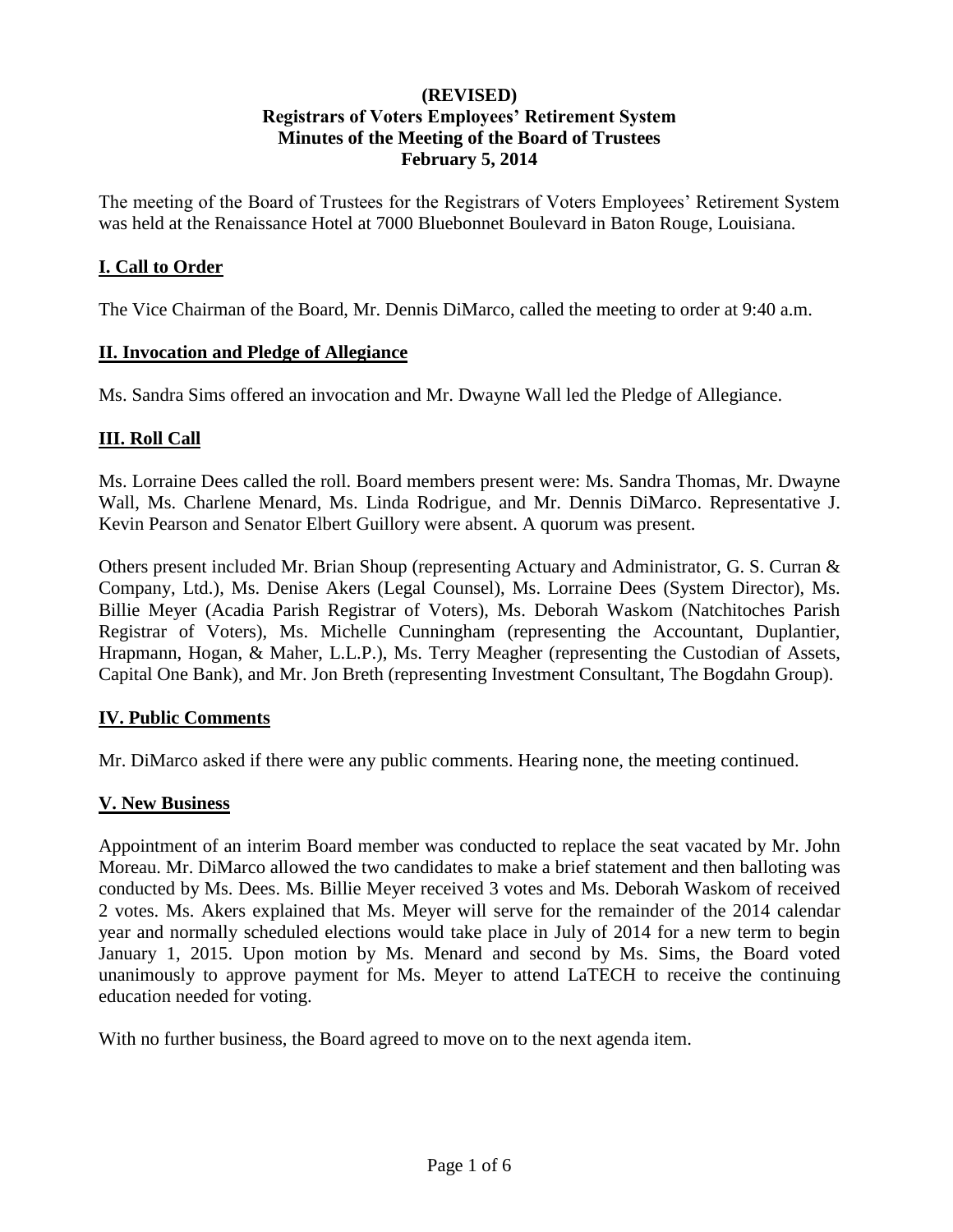**(REVISED)**
**Registrars of Voters Employees' Retirement System**
**Minutes of the Meeting of the Board of Trustees**
**February 5, 2014**

The meeting of the Board of Trustees for the Registrars of Voters Employees' Retirement System was held at the Renaissance Hotel at 7000 Bluebonnet Boulevard in Baton Rouge, Louisiana.

## I. Call to Order

The Vice Chairman of the Board, Mr. Dennis DiMarco, called the meeting to order at 9:40 a.m.

## II. Invocation and Pledge of Allegiance

Ms. Sandra Sims offered an invocation and Mr. Dwayne Wall led the Pledge of Allegiance.

## III. Roll Call

Ms. Lorraine Dees called the roll. Board members present were: Ms. Sandra Thomas, Mr. Dwayne Wall, Ms. Charlene Menard, Ms. Linda Rodrigue, and Mr. Dennis DiMarco. Representative J. Kevin Pearson and Senator Elbert Guillory were absent. A quorum was present.

Others present included Mr. Brian Shoup (representing Actuary and Administrator, G. S. Curran & Company, Ltd.), Ms. Denise Akers (Legal Counsel), Ms. Lorraine Dees (System Director), Ms. Billie Meyer (Acadia Parish Registrar of Voters), Ms. Deborah Waskom (Natchitoches Parish Registrar of Voters), Ms. Michelle Cunningham (representing the Accountant, Duplantier, Hrapmann, Hogan, & Maher, L.L.P.), Ms. Terry Meagher (representing the Custodian of Assets, Capital One Bank), and Mr. Jon Breth (representing Investment Consultant, The Bogdahn Group).

## IV. Public Comments

Mr. DiMarco asked if there were any public comments. Hearing none, the meeting continued.

## V. New Business

Appointment of an interim Board member was conducted to replace the seat vacated by Mr. John Moreau. Mr. DiMarco allowed the two candidates to make a brief statement and then balloting was conducted by Ms. Dees. Ms. Billie Meyer received 3 votes and Ms. Deborah Waskom of received 2 votes. Ms. Akers explained that Ms. Meyer will serve for the remainder of the 2014 calendar year and normally scheduled elections would take place in July of 2014 for a new term to begin January 1, 2015. Upon motion by Ms. Menard and second by Ms. Sims, the Board voted unanimously to approve payment for Ms. Meyer to attend LaTECH to receive the continuing education needed for voting.

With no further business, the Board agreed to move on to the next agenda item.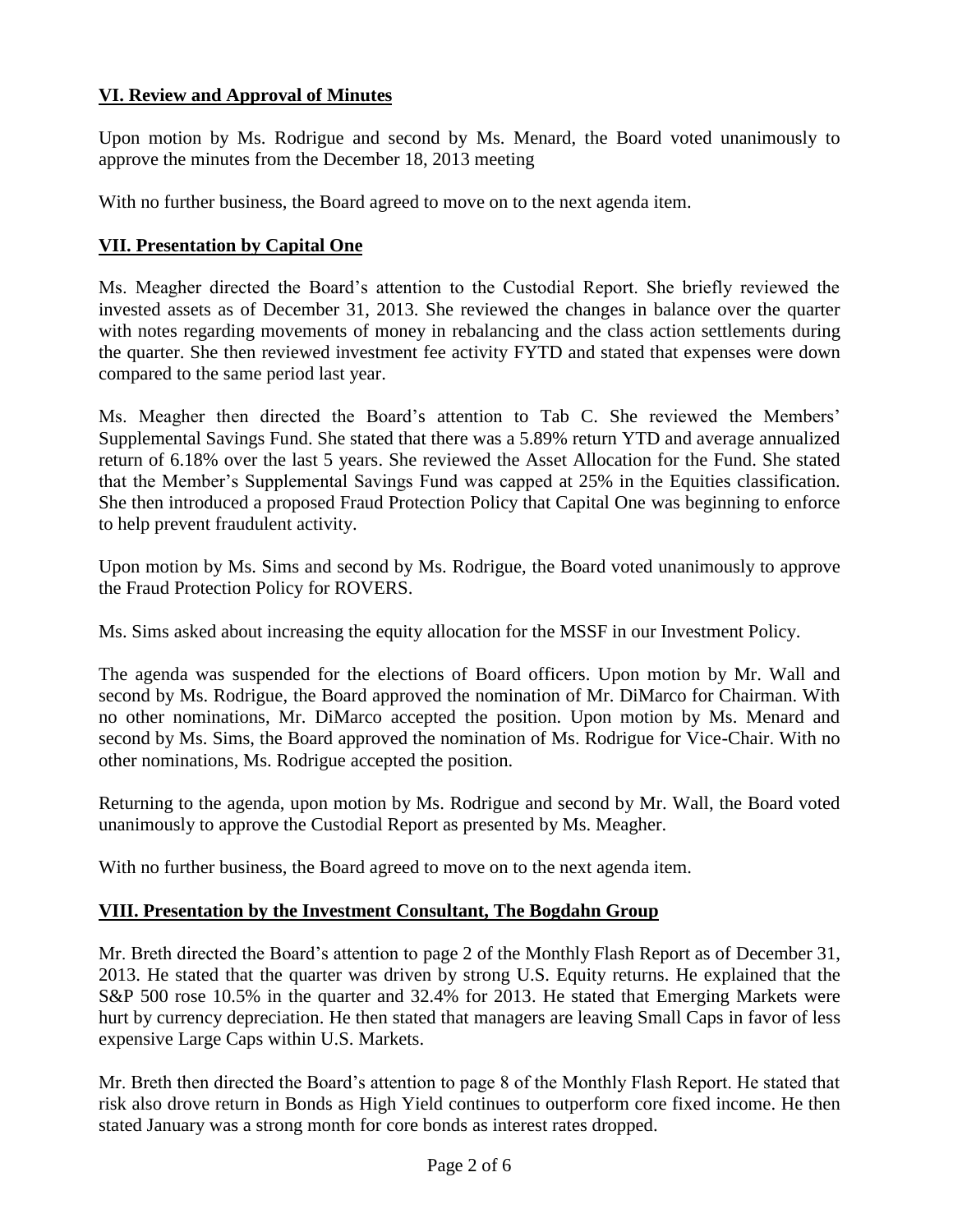## VI. Review and Approval of Minutes

Upon motion by Ms. Rodrigue and second by Ms. Menard, the Board voted unanimously to approve the minutes from the December 18, 2013 meeting

With no further business, the Board agreed to move on to the next agenda item.

## VII. Presentation by Capital One

Ms. Meagher directed the Board's attention to the Custodial Report. She briefly reviewed the invested assets as of December 31, 2013. She reviewed the changes in balance over the quarter with notes regarding movements of money in rebalancing and the class action settlements during the quarter. She then reviewed investment fee activity FYTD and stated that expenses were down compared to the same period last year.

Ms. Meagher then directed the Board's attention to Tab C. She reviewed the Members' Supplemental Savings Fund. She stated that there was a 5.89% return YTD and average annualized return of 6.18% over the last 5 years. She reviewed the Asset Allocation for the Fund. She stated that the Member's Supplemental Savings Fund was capped at 25% in the Equities classification. She then introduced a proposed Fraud Protection Policy that Capital One was beginning to enforce to help prevent fraudulent activity.

Upon motion by Ms. Sims and second by Ms. Rodrigue, the Board voted unanimously to approve the Fraud Protection Policy for ROVERS.

Ms. Sims asked about increasing the equity allocation for the MSSF in our Investment Policy.

The agenda was suspended for the elections of Board officers. Upon motion by Mr. Wall and second by Ms. Rodrigue, the Board approved the nomination of Mr. DiMarco for Chairman. With no other nominations, Mr. DiMarco accepted the position. Upon motion by Ms. Menard and second by Ms. Sims, the Board approved the nomination of Ms. Rodrigue for Vice-Chair. With no other nominations, Ms. Rodrigue accepted the position.

Returning to the agenda, upon motion by Ms. Rodrigue and second by Mr. Wall, the Board voted unanimously to approve the Custodial Report as presented by Ms. Meagher.

With no further business, the Board agreed to move on to the next agenda item.

## VIII. Presentation by the Investment Consultant, The Bogdahn Group

Mr. Breth directed the Board's attention to page 2 of the Monthly Flash Report as of December 31, 2013. He stated that the quarter was driven by strong U.S. Equity returns. He explained that the S&P 500 rose 10.5% in the quarter and 32.4% for 2013. He stated that Emerging Markets were hurt by currency depreciation. He then stated that managers are leaving Small Caps in favor of less expensive Large Caps within U.S. Markets.

Mr. Breth then directed the Board's attention to page 8 of the Monthly Flash Report. He stated that risk also drove return in Bonds as High Yield continues to outperform core fixed income. He then stated January was a strong month for core bonds as interest rates dropped.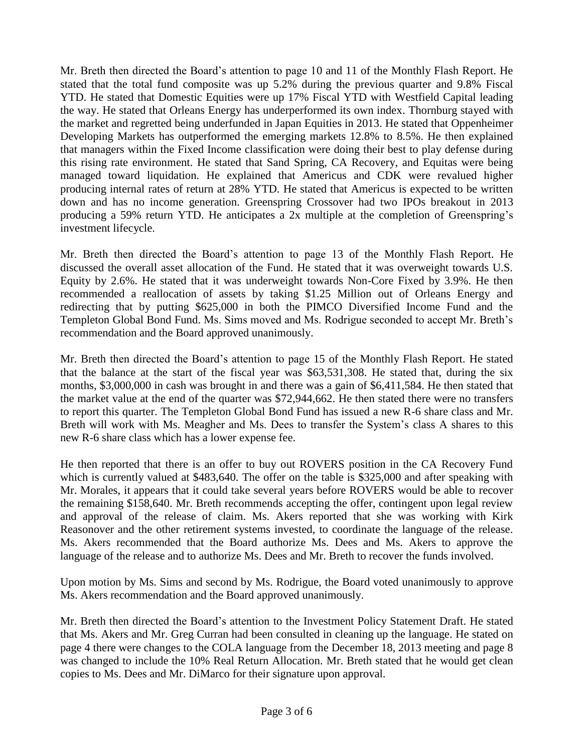Mr. Breth then directed the Board's attention to page 10 and 11 of the Monthly Flash Report. He stated that the total fund composite was up 5.2% during the previous quarter and 9.8% Fiscal YTD. He stated that Domestic Equities were up 17% Fiscal YTD with Westfield Capital leading the way. He stated that Orleans Energy has underperformed its own index. Thornburg stayed with the market and regretted being underfunded in Japan Equities in 2013. He stated that Oppenheimer Developing Markets has outperformed the emerging markets 12.8% to 8.5%. He then explained that managers within the Fixed Income classification were doing their best to play defense during this rising rate environment. He stated that Sand Spring, CA Recovery, and Equitas were being managed toward liquidation. He explained that Americus and CDK were revalued higher producing internal rates of return at 28% YTD. He stated that Americus is expected to be written down and has no income generation. Greenspring Crossover had two IPOs breakout in 2013 producing a 59% return YTD. He anticipates a 2x multiple at the completion of Greenspring's investment lifecycle.

Mr. Breth then directed the Board's attention to page 13 of the Monthly Flash Report. He discussed the overall asset allocation of the Fund. He stated that it was overweight towards U.S. Equity by 2.6%. He stated that it was underweight towards Non-Core Fixed by 3.9%. He then recommended a reallocation of assets by taking $1.25 Million out of Orleans Energy and redirecting that by putting $625,000 in both the PIMCO Diversified Income Fund and the Templeton Global Bond Fund. Ms. Sims moved and Ms. Rodrigue seconded to accept Mr. Breth's recommendation and the Board approved unanimously.

Mr. Breth then directed the Board's attention to page 15 of the Monthly Flash Report. He stated that the balance at the start of the fiscal year was $63,531,308. He stated that, during the six months, $3,000,000 in cash was brought in and there was a gain of $6,411,584. He then stated that the market value at the end of the quarter was $72,944,662. He then stated there were no transfers to report this quarter. The Templeton Global Bond Fund has issued a new R-6 share class and Mr. Breth will work with Ms. Meagher and Ms. Dees to transfer the System's class A shares to this new R-6 share class which has a lower expense fee.

He then reported that there is an offer to buy out ROVERS position in the CA Recovery Fund which is currently valued at $483,640. The offer on the table is $325,000 and after speaking with Mr. Morales, it appears that it could take several years before ROVERS would be able to recover the remaining $158,640. Mr. Breth recommends accepting the offer, contingent upon legal review and approval of the release of claim. Ms. Akers reported that she was working with Kirk Reasonover and the other retirement systems invested, to coordinate the language of the release. Ms. Akers recommended that the Board authorize Ms. Dees and Ms. Akers to approve the language of the release and to authorize Ms. Dees and Mr. Breth to recover the funds involved.

Upon motion by Ms. Sims and second by Ms. Rodrigue, the Board voted unanimously to approve Ms. Akers recommendation and the Board approved unanimously.

Mr. Breth then directed the Board's attention to the Investment Policy Statement Draft. He stated that Ms. Akers and Mr. Greg Curran had been consulted in cleaning up the language. He stated on page 4 there were changes to the COLA language from the December 18, 2013 meeting and page 8 was changed to include the 10% Real Return Allocation. Mr. Breth stated that he would get clean copies to Ms. Dees and Mr. DiMarco for their signature upon approval.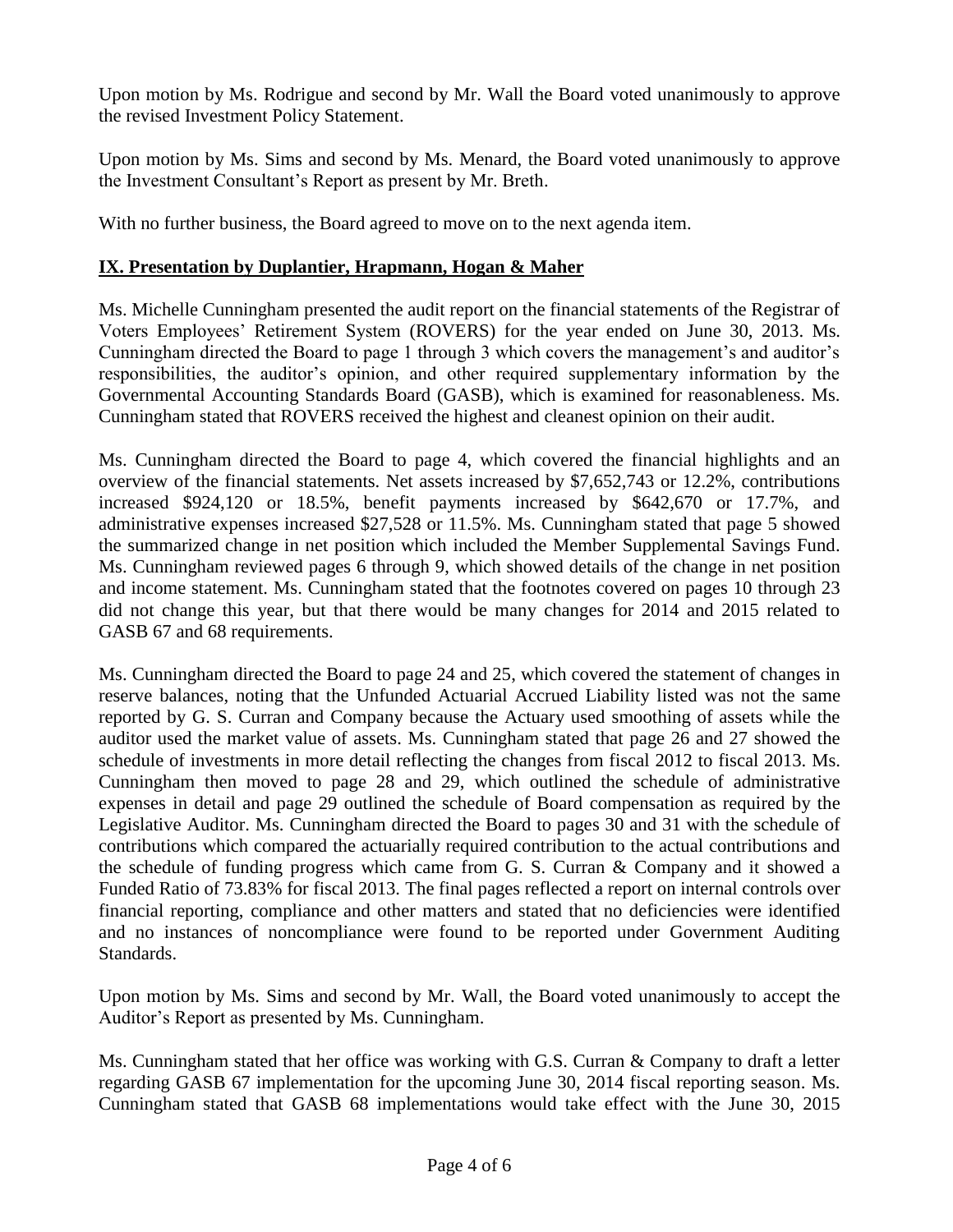Upon motion by Ms. Rodrigue and second by Mr. Wall the Board voted unanimously to approve the revised Investment Policy Statement.

Upon motion by Ms. Sims and second by Ms. Menard, the Board voted unanimously to approve the Investment Consultant's Report as present by Mr. Breth.

With no further business, the Board agreed to move on to the next agenda item.

## IX. Presentation by Duplantier, Hrapmann, Hogan & Maher

Ms. Michelle Cunningham presented the audit report on the financial statements of the Registrar of Voters Employees' Retirement System (ROVERS) for the year ended on June 30, 2013. Ms. Cunningham directed the Board to page 1 through 3 which covers the management's and auditor's responsibilities, the auditor's opinion, and other required supplementary information by the Governmental Accounting Standards Board (GASB), which is examined for reasonableness. Ms. Cunningham stated that ROVERS received the highest and cleanest opinion on their audit.

Ms. Cunningham directed the Board to page 4, which covered the financial highlights and an overview of the financial statements. Net assets increased by $7,652,743 or 12.2%, contributions increased $924,120 or 18.5%, benefit payments increased by $642,670 or 17.7%, and administrative expenses increased $27,528 or 11.5%. Ms. Cunningham stated that page 5 showed the summarized change in net position which included the Member Supplemental Savings Fund. Ms. Cunningham reviewed pages 6 through 9, which showed details of the change in net position and income statement. Ms. Cunningham stated that the footnotes covered on pages 10 through 23 did not change this year, but that there would be many changes for 2014 and 2015 related to GASB 67 and 68 requirements.

Ms. Cunningham directed the Board to page 24 and 25, which covered the statement of changes in reserve balances, noting that the Unfunded Actuarial Accrued Liability listed was not the same reported by G. S. Curran and Company because the Actuary used smoothing of assets while the auditor used the market value of assets. Ms. Cunningham stated that page 26 and 27 showed the schedule of investments in more detail reflecting the changes from fiscal 2012 to fiscal 2013. Ms. Cunningham then moved to page 28 and 29, which outlined the schedule of administrative expenses in detail and page 29 outlined the schedule of Board compensation as required by the Legislative Auditor. Ms. Cunningham directed the Board to pages 30 and 31 with the schedule of contributions which compared the actuarially required contribution to the actual contributions and the schedule of funding progress which came from G. S. Curran & Company and it showed a Funded Ratio of 73.83% for fiscal 2013. The final pages reflected a report on internal controls over financial reporting, compliance and other matters and stated that no deficiencies were identified and no instances of noncompliance were found to be reported under Government Auditing Standards.

Upon motion by Ms. Sims and second by Mr. Wall, the Board voted unanimously to accept the Auditor's Report as presented by Ms. Cunningham.

Ms. Cunningham stated that her office was working with G.S. Curran & Company to draft a letter regarding GASB 67 implementation for the upcoming June 30, 2014 fiscal reporting season. Ms. Cunningham stated that GASB 68 implementations would take effect with the June 30, 2015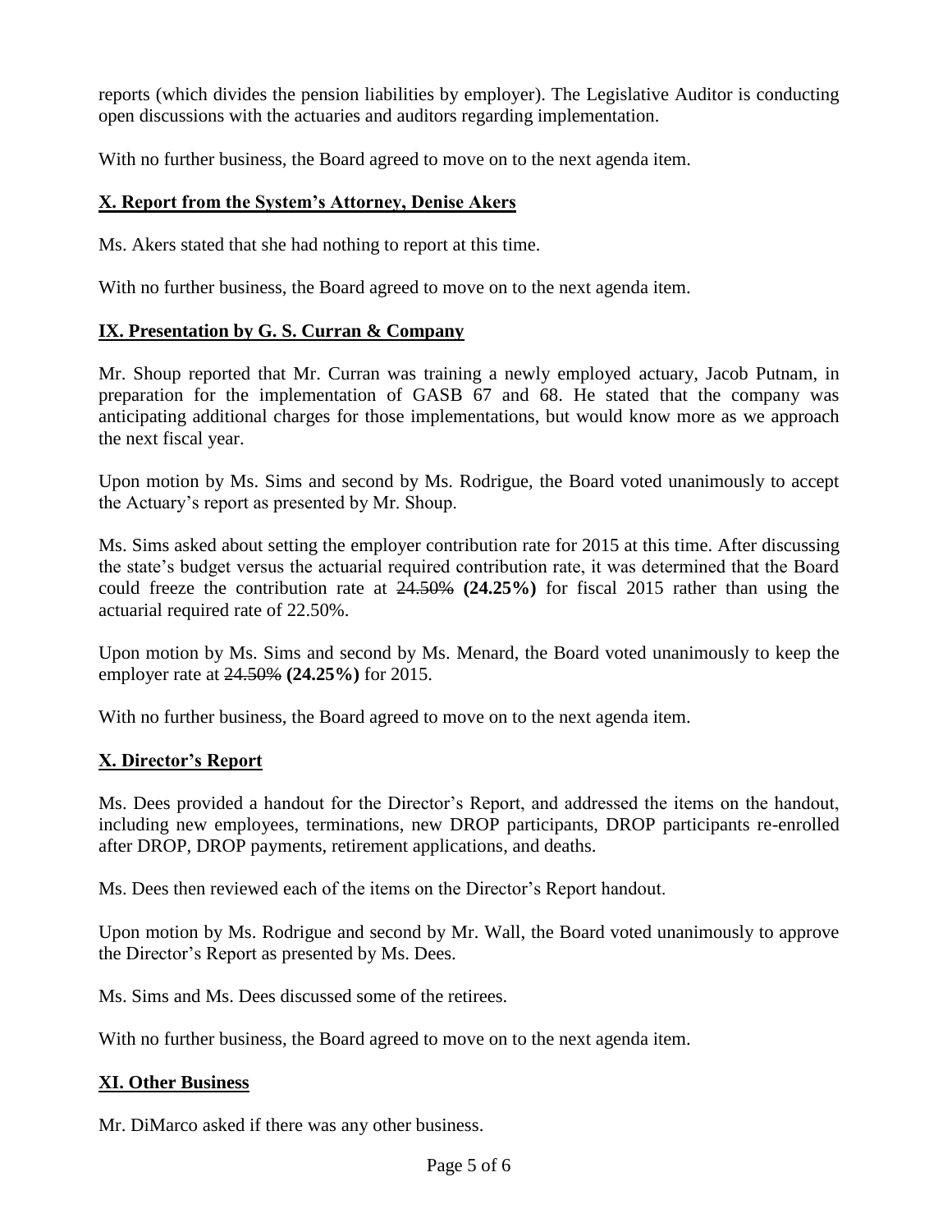reports (which divides the pension liabilities by employer). The Legislative Auditor is conducting open discussions with the actuaries and auditors regarding implementation.

With no further business, the Board agreed to move on to the next agenda item.

## X. Report from the System's Attorney, Denise Akers

Ms. Akers stated that she had nothing to report at this time.

With no further business, the Board agreed to move on to the next agenda item.

## IX. Presentation by G. S. Curran & Company

Mr. Shoup reported that Mr. Curran was training a newly employed actuary, Jacob Putnam, in preparation for the implementation of GASB 67 and 68. He stated that the company was anticipating additional charges for those implementations, but would know more as we approach the next fiscal year.

Upon motion by Ms. Sims and second by Ms. Rodrigue, the Board voted unanimously to accept the Actuary's report as presented by Mr. Shoup.

Ms. Sims asked about setting the employer contribution rate for 2015 at this time. After discussing the state's budget versus the actuarial required contribution rate, it was determined that the Board could freeze the contribution rate at ~~24.50%~~ **(24.25%)** for fiscal 2015 rather than using the actuarial required rate of 22.50%.

Upon motion by Ms. Sims and second by Ms. Menard, the Board voted unanimously to keep the employer rate at ~~24.50%~~ **(24.25%)** for 2015.

With no further business, the Board agreed to move on to the next agenda item.

## X. Director's Report

Ms. Dees provided a handout for the Director's Report, and addressed the items on the handout, including new employees, terminations, new DROP participants, DROP participants re-enrolled after DROP, DROP payments, retirement applications, and deaths.

Ms. Dees then reviewed each of the items on the Director's Report handout.

Upon motion by Ms. Rodrigue and second by Mr. Wall, the Board voted unanimously to approve the Director's Report as presented by Ms. Dees.

Ms. Sims and Ms. Dees discussed some of the retirees.

With no further business, the Board agreed to move on to the next agenda item.

## XI. Other Business

Mr. DiMarco asked if there was any other business.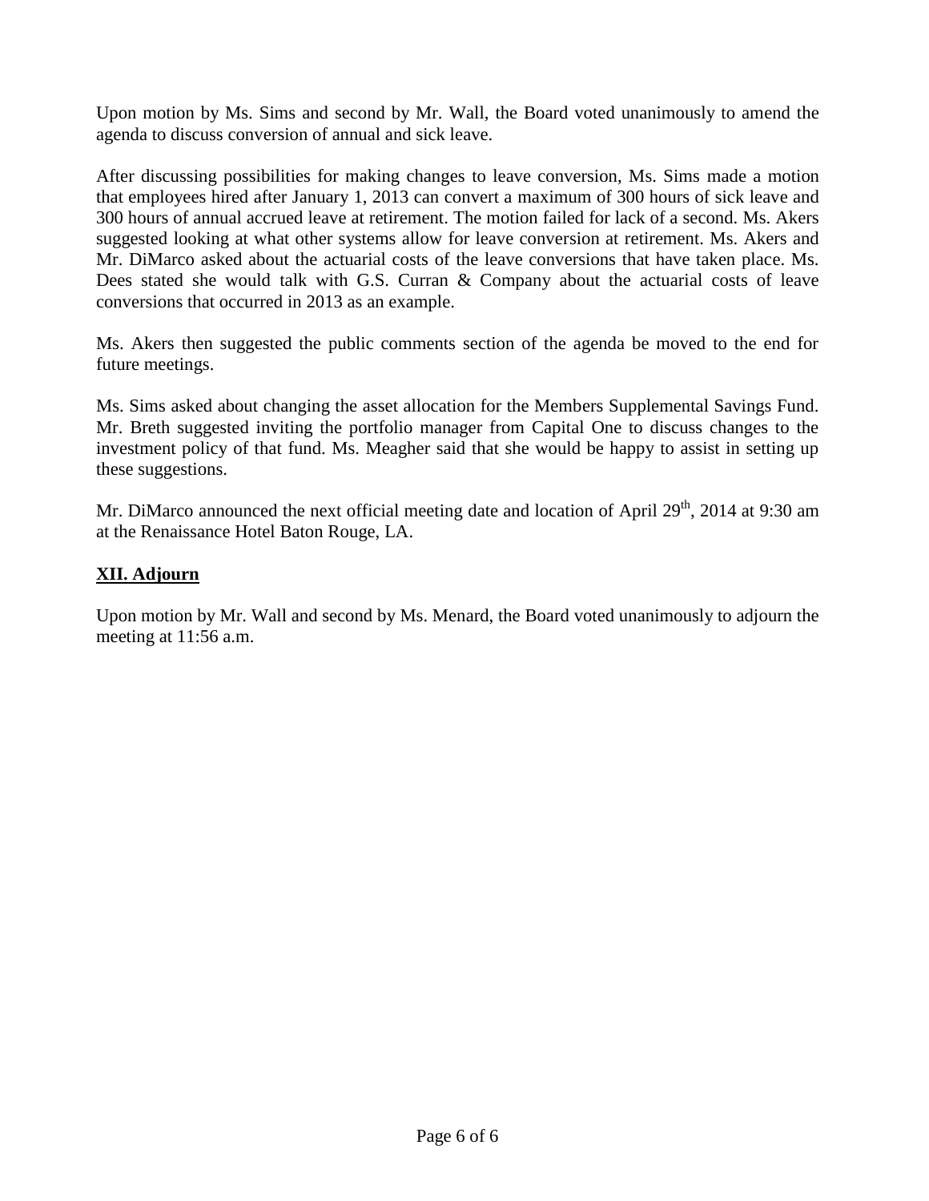Upon motion by Ms. Sims and second by Mr. Wall, the Board voted unanimously to amend the agenda to discuss conversion of annual and sick leave.

After discussing possibilities for making changes to leave conversion, Ms. Sims made a motion that employees hired after January 1, 2013 can convert a maximum of 300 hours of sick leave and 300 hours of annual accrued leave at retirement. The motion failed for lack of a second. Ms. Akers suggested looking at what other systems allow for leave conversion at retirement. Ms. Akers and Mr. DiMarco asked about the actuarial costs of the leave conversions that have taken place. Ms. Dees stated she would talk with G.S. Curran & Company about the actuarial costs of leave conversions that occurred in 2013 as an example.

Ms. Akers then suggested the public comments section of the agenda be moved to the end for future meetings.

Ms. Sims asked about changing the asset allocation for the Members Supplemental Savings Fund. Mr. Breth suggested inviting the portfolio manager from Capital One to discuss changes to the investment policy of that fund. Ms. Meagher said that she would be happy to assist in setting up these suggestions.

Mr. DiMarco announced the next official meeting date and location of April 29th, 2014 at 9:30 am at the Renaissance Hotel Baton Rouge, LA.

## XII. Adjourn

Upon motion by Mr. Wall and second by Ms. Menard, the Board voted unanimously to adjourn the meeting at 11:56 a.m.